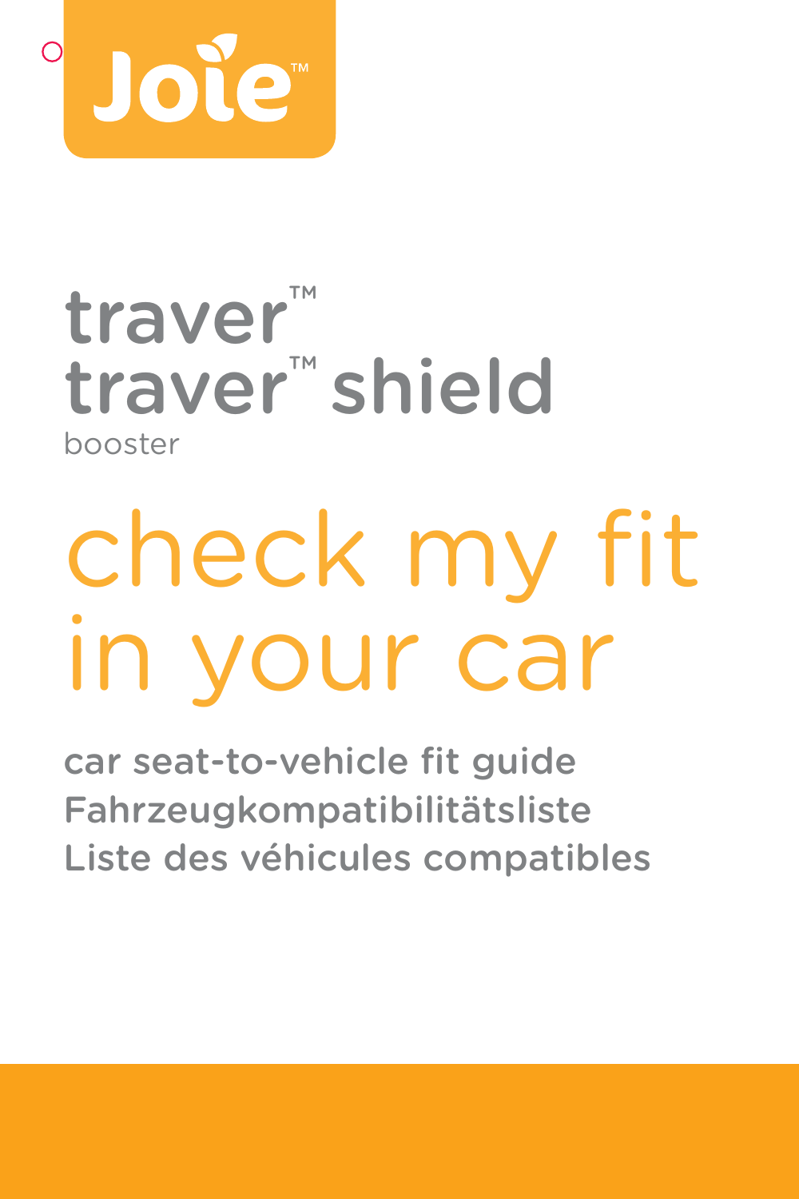Joie™

# traver™
# traver™ shield

booster

# check my fit in your car

car seat-to-vehicle fit guide

Fahrzeugkompatibilitätsliste

Liste des véhicules compatibles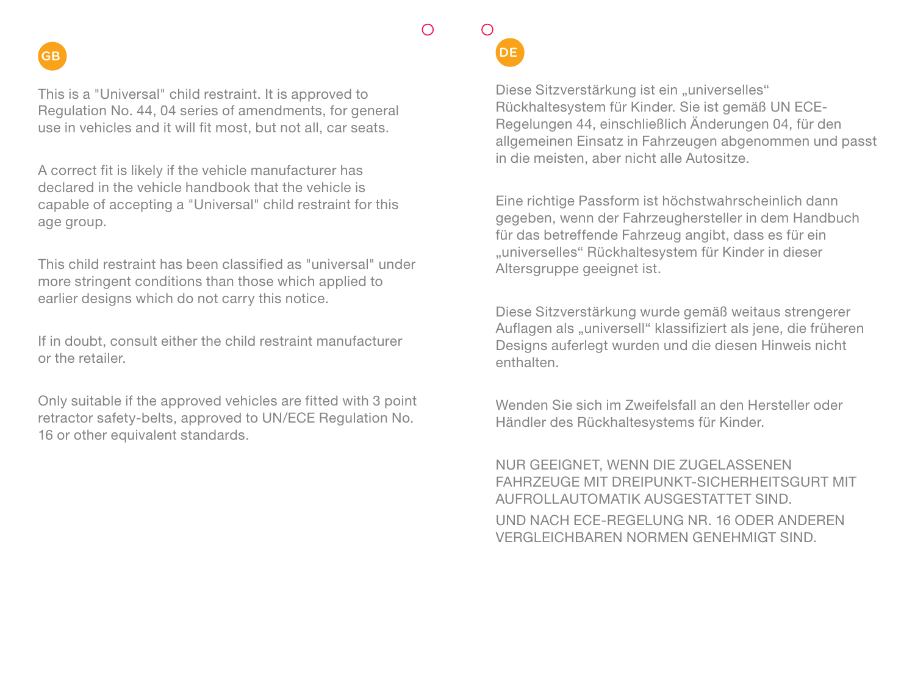## GB

This is a "Universal" child restraint. It is approved to Regulation No. 44, 04 series of amendments, for general use in vehicles and it will fit most, but not all, car seats.

A correct fit is likely if the vehicle manufacturer has declared in the vehicle handbook that the vehicle is capable of accepting a "Universal" child restraint for this age group.

This child restraint has been classified as "universal" under more stringent conditions than those which applied to earlier designs which do not carry this notice.

If in doubt, consult either the child restraint manufacturer or the retailer.

Only suitable if the approved vehicles are fitted with 3 point retractor safety-belts, approved to UN/ECE Regulation No. 16 or other equivalent standards.

## DE

Diese Sitzverstärkung ist ein „universelles“ Rückhaltesystem für Kinder. Sie ist gemäß UN ECE-Regelungen 44, einschließlich Änderungen 04, für den allgemeinen Einsatz in Fahrzeugen abgenommen und passt in die meisten, aber nicht alle Autositze.

Eine richtige Passform ist höchstwahrscheinlich dann gegeben, wenn der Fahrzeughersteller in dem Handbuch für das betreffende Fahrzeug angibt, dass es für ein „universelles“ Rückhaltesystem für Kinder in dieser Altersgruppe geeignet ist.

Diese Sitzverstärkung wurde gemäß weitaus strengerer Auflagen als „universell“ klassifiziert als jene, die früheren Designs auferlegt wurden und die diesen Hinweis nicht enthalten.

Wenden Sie sich im Zweifelsfall an den Hersteller oder Händler des Rückhaltesystems für Kinder.

NUR GEEIGNET, WENN DIE ZUGELASSENEN FAHRZEUGE MIT DREIPUNKT-SICHERHEITSGURT MIT AUFROLLAUTOMATIK AUSGESTATTET SIND.

UND NACH ECE-REGELUNG NR. 16 ODER ANDEREN VERGLEICHBAREN NORMEN GENEHMIGT SIND.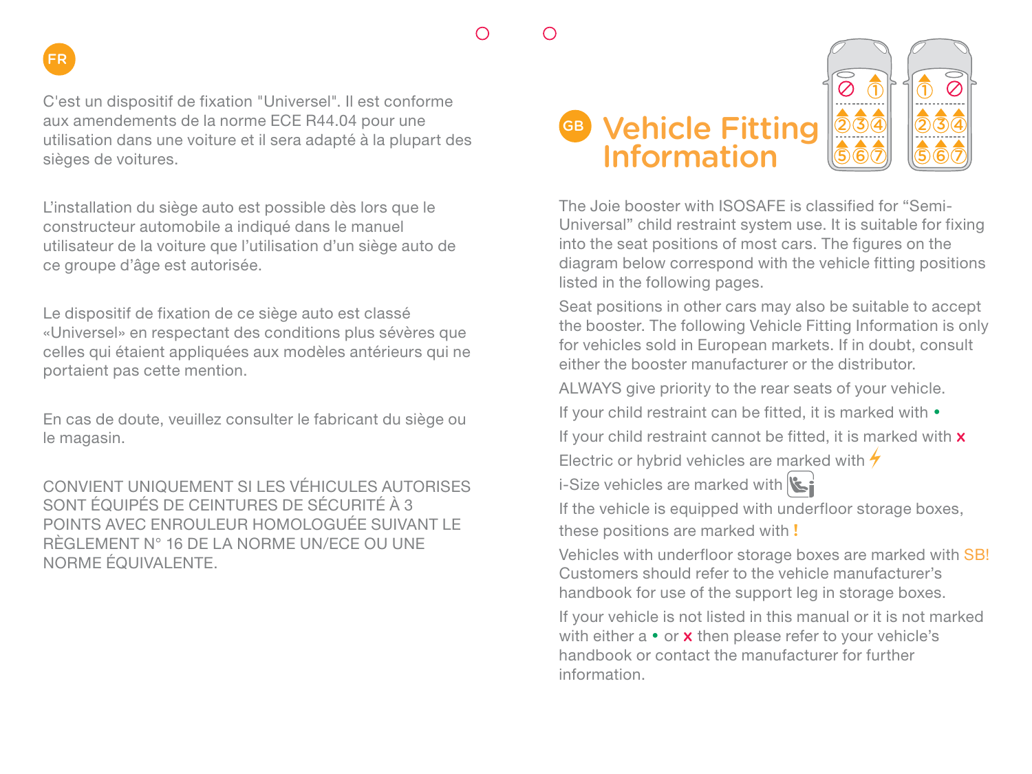FR

C'est un dispositif de fixation "Universel". Il est conforme aux amendements de la norme ECE R44.04 pour une utilisation dans une voiture et il sera adapté à la plupart des sièges de voitures.

L'installation du siège auto est possible dès lors que le constructeur automobile a indiqué dans le manuel utilisateur de la voiture que l'utilisation d'un siège auto de ce groupe d'âge est autorisée.

Le dispositif de fixation de ce siège auto est classé «Universel» en respectant des conditions plus sévères que celles qui étaient appliquées aux modèles antérieurs qui ne portaient pas cette mention.

En cas de doute, veuillez consulter le fabricant du siège ou le magasin.

CONVIENT UNIQUEMENT SI LES VÉHICULES AUTORISES SONT ÉQUIPÉS DE CEINTURES DE SÉCURITÉ À 3 POINTS AVEC ENROULEUR HOMOLOGUÉE SUIVANT LE RÈGLEMENT N° 16 DE LA NORME UN/ECE OU UNE NORME ÉQUIVALENTE.

GB

# Vehicle Fitting Information

The Joie booster with ISOSAFE is classified for "Semi-Universal" child restraint system use. It is suitable for fixing into the seat positions of most cars. The figures on the diagram below correspond with the vehicle fitting positions listed in the following pages.

Seat positions in other cars may also be suitable to accept the booster. The following Vehicle Fitting Information is only for vehicles sold in European markets. If in doubt, consult either the booster manufacturer or the distributor.

ALWAYS give priority to the rear seats of your vehicle.

If your child restraint can be fitted, it is marked with •

If your child restraint cannot be fitted, it is marked with x

Electric or hybrid vehicles are marked with ⚡

i-Size vehicles are marked with

If the vehicle is equipped with underfloor storage boxes, these positions are marked with !

Vehicles with underfloor storage boxes are marked with SB! Customers should refer to the vehicle manufacturer's handbook for use of the support leg in storage boxes.

If your vehicle is not listed in this manual or it is not marked with either a • or x then please refer to your vehicle's handbook or contact the manufacturer for further information.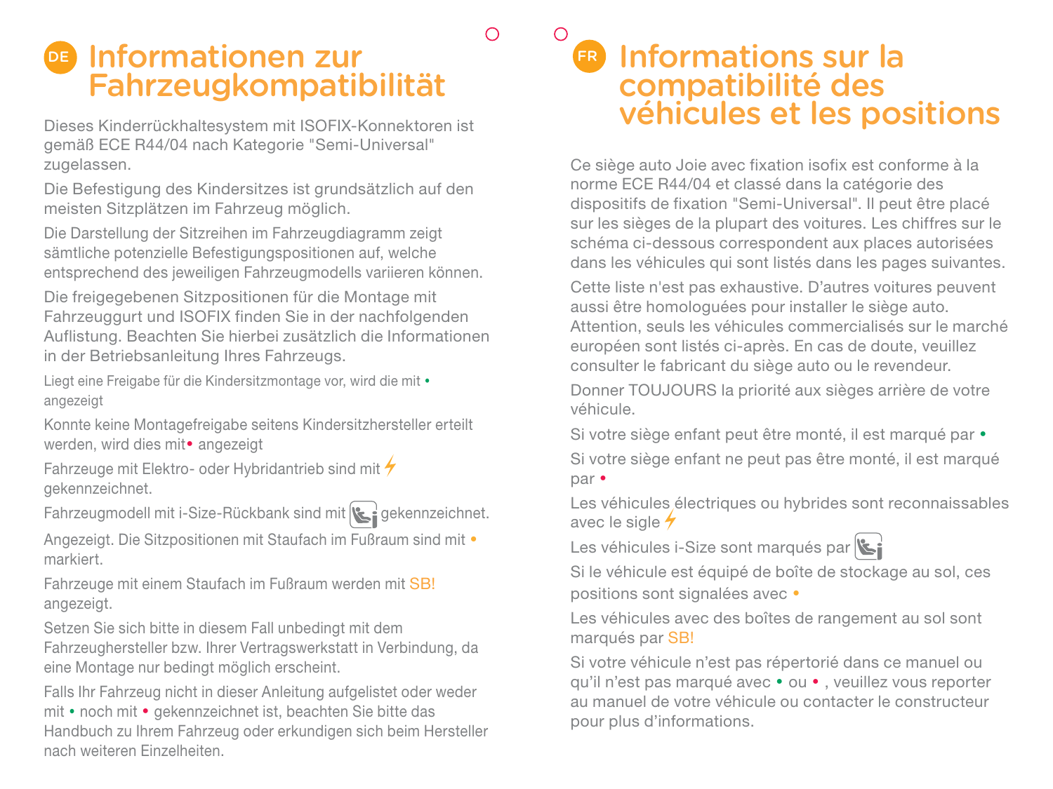# DE Informationen zur Fahrzeugkompatibilität

Dieses Kinderrückhaltesystem mit ISOFIX-Konnektoren ist gemäß ECE R44/04 nach Kategorie "Semi-Universal" zugelassen.

Die Befestigung des Kindersitzes ist grundsätzlich auf den meisten Sitzplätzen im Fahrzeug möglich.

Die Darstellung der Sitzreihen im Fahrzeugdiagramm zeigt sämtliche potenzielle Befestigungspositionen auf, welche entsprechend des jeweiligen Fahrzeugmodells variieren können.

Die freigegebenen Sitzpositionen für die Montage mit Fahrzeuggurt und ISOFIX finden Sie in der nachfolgenden Auflistung. Beachten Sie hierbei zusätzlich die Informationen in der Betriebsanleitung Ihres Fahrzeugs.

Liegt eine Freigabe für die Kindersitzmontage vor, wird die mit • angezeigt

Konnte keine Montagefreigabe seitens Kindersitzhersteller erteilt werden, wird dies mit • angezeigt

Fahrzeuge mit Elektro- oder Hybridantrieb sind mit ⚡ gekennzeichnet.

Fahrzeugmodell mit i-Size-Rückbank sind mit [i-Size] gekennzeichnet.

Angezeigt. Die Sitzpositionen mit Staufach im Fußraum sind mit • markiert.

Fahrzeuge mit einem Staufach im Fußraum werden mit SB! angezeigt.

Setzen Sie sich bitte in diesem Fall unbedingt mit dem Fahrzeughersteller bzw. Ihrer Vertragswerkstatt in Verbindung, da eine Montage nur bedingt möglich erscheint.

Falls Ihr Fahrzeug nicht in dieser Anleitung aufgelistet oder weder mit • noch mit • gekennzeichnet ist, beachten Sie bitte das Handbuch zu Ihrem Fahrzeug oder erkundigen sich beim Hersteller nach weiteren Einzelheiten.

# FR Informations sur la compatibilité des véhicules et les positions

Ce siège auto Joie avec fixation isofix est conforme à la norme ECE R44/04 et classé dans la catégorie des dispositifs de fixation "Semi-Universal". Il peut être placé sur les sièges de la plupart des voitures. Les chiffres sur le schéma ci-dessous correspondent aux places autorisées dans les véhicules qui sont listés dans les pages suivantes.

Cette liste n'est pas exhaustive. D'autres voitures peuvent aussi être homologuées pour installer le siège auto. Attention, seuls les véhicules commercialisés sur le marché européen sont listés ci-après. En cas de doute, veuillez consulter le fabricant du siège auto ou le revendeur.

Donner TOUJOURS la priorité aux sièges arrière de votre véhicule.

Si votre siège enfant peut être monté, il est marqué par •

Si votre siège enfant ne peut pas être monté, il est marqué par •

Les véhicules électriques ou hybrides sont reconnaissables avec le sigle ⚡

Les véhicules i-Size sont marqués par [i-Size]

Si le véhicule est équipé de boîte de stockage au sol, ces positions sont signalées avec •

Les véhicules avec des boîtes de rangement au sol sont marqués par SB!

Si votre véhicule n'est pas répertorié dans ce manuel ou qu'il n'est pas marqué avec • ou • , veuillez vous reporter au manuel de votre véhicule ou contacter le constructeur pour plus d'informations.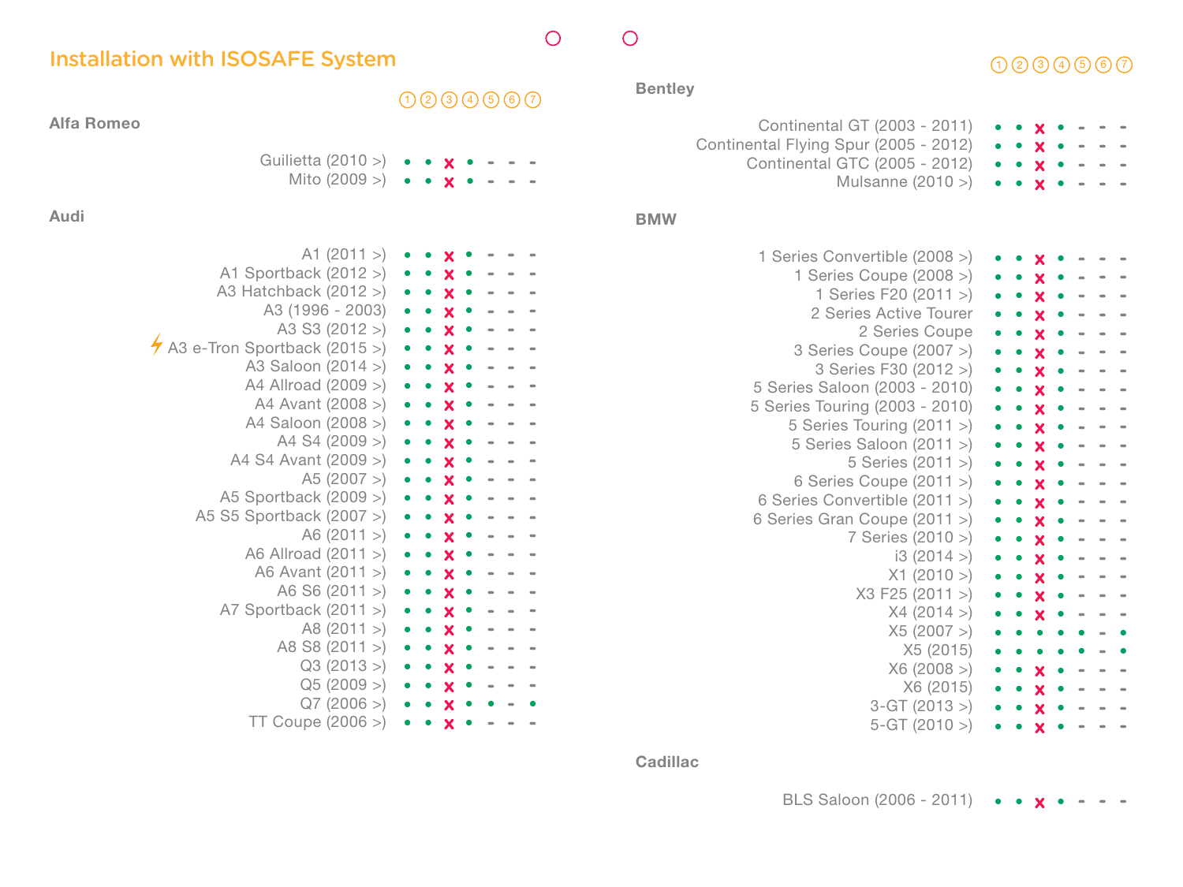## Installation with ISOSAFE System

### Alfa Romeo

| | 1 | 2 | 3 | 4 | 5 | 6 | 7 |
|---|---|---|---|---|---|---|---|
| Guilietta (2010 >) | • | • | x | • | - | - | - |
| Mito (2009 >) | • | • | x | • | - | - | - |

### Audi

| | 1 | 2 | 3 | 4 | 5 | 6 | 7 |
|---|---|---|---|---|---|---|---|
| A1 (2011 >) | • | • | x | • | - | - | - |
| A1 Sportback (2012 >) | • | • | x | • | - | - | - |
| A3 Hatchback (2012 >) | • | • | x | • | - | - | - |
| A3 (1996 - 2003) | • | • | x | • | - | - | - |
| A3 S3 (2012 >) | • | • | x | • | - | - | - |
| ⚡ A3 e-Tron Sportback (2015 >) | • | • | x | • | - | - | - |
| A3 Saloon (2014 >) | • | • | x | • | - | - | - |
| A4 Allroad (2009 >) | • | • | x | • | - | - | - |
| A4 Avant (2008 >) | • | • | x | • | - | - | - |
| A4 Saloon (2008 >) | • | • | x | • | - | - | - |
| A4 S4 (2009 >) | • | • | x | • | - | - | - |
| A4 S4 Avant (2009 >) | • | • | x | • | - | - | - |
| A5 (2007 >) | • | • | x | • | - | - | - |
| A5 Sportback (2009 >) | • | • | x | • | - | - | - |
| A5 S5 Sportback (2007 >) | • | • | x | • | - | - | - |
| A6 (2011 >) | • | • | x | • | - | - | - |
| A6 Allroad (2011 >) | • | • | x | • | - | - | - |
| A6 Avant (2011 >) | • | • | x | • | - | - | - |
| A6 S6 (2011 >) | • | • | x | • | - | - | - |
| A7 Sportback (2011 >) | • | • | x | • | - | - | - |
| A8 (2011 >) | • | • | x | • | - | - | - |
| A8 S8 (2011 >) | • | • | x | • | - | - | - |
| Q3 (2013 >) | • | • | x | • | - | - | - |
| Q5 (2009 >) | • | • | x | • | - | - | - |
| Q7 (2006 >) | • | • | x | • | • | - | • |
| TT Coupe (2006 >) | • | • | x | • | - | - | - |

### Bentley

| | 1 | 2 | 3 | 4 | 5 | 6 | 7 |
|---|---|---|---|---|---|---|---|
| Continental GT (2003 - 2011) | • | • | x | • | - | - | - |
| Continental Flying Spur (2005 - 2012) | • | • | x | • | - | - | - |
| Continental GTC (2005 - 2012) | • | • | x | • | - | - | - |
| Mulsanne (2010 >) | • | • | x | • | - | - | - |

### BMW

| | 1 | 2 | 3 | 4 | 5 | 6 | 7 |
|---|---|---|---|---|---|---|---|
| 1 Series Convertible (2008 >) | • | • | x | • | - | - | - |
| 1 Series Coupe (2008 >) | • | • | x | • | - | - | - |
| 1 Series F20 (2011 >) | • | • | x | • | - | - | - |
| 2 Series Active Tourer | • | • | x | • | - | - | - |
| 2 Series Coupe | • | • | x | • | - | - | - |
| 3 Series Coupe (2007 >) | • | • | x | • | - | - | - |
| 3 Series F30 (2012 >) | • | • | x | • | - | - | - |
| 5 Series Saloon (2003 - 2010) | • | • | x | • | - | - | - |
| 5 Series Touring (2003 - 2010) | • | • | x | • | - | - | - |
| 5 Series Touring (2011 >) | • | • | x | • | - | - | - |
| 5 Series Saloon (2011 >) | • | • | x | • | - | - | - |
| 5 Series (2011 >) | • | • | x | • | - | - | - |
| 6 Series Coupe (2011 >) | • | • | x | • | - | - | - |
| 6 Series Convertible (2011 >) | • | • | x | • | - | - | - |
| 6 Series Gran Coupe (2011 >) | • | • | x | • | - | - | - |
| 7 Series (2010 >) | • | • | x | • | - | - | - |
| i3 (2014 >) | • | • | x | • | - | - | - |
| X1 (2010 >) | • | • | x | • | - | - | - |
| X3 F25 (2011 >) | • | • | x | • | - | - | - |
| X4 (2014 >) | • | • | x | • | - | - | - |
| X5 (2007 >) | • | • | • | • | • | - | • |
| X5 (2015) | • | • | • | • | • | - | • |
| X6 (2008 >) | • | • | x | • | - | - | - |
| X6 (2015) | • | • | x | • | - | - | - |
| 3-GT (2013 >) | • | • | x | • | - | - | - |
| 5-GT (2010 >) | • | • | x | • | - | - | - |

### Cadillac

| | 1 | 2 | 3 | 4 | 5 | 6 | 7 |
|---|---|---|---|---|---|---|---|
| BLS Saloon (2006 - 2011) | • | • | x | • | - | - | - |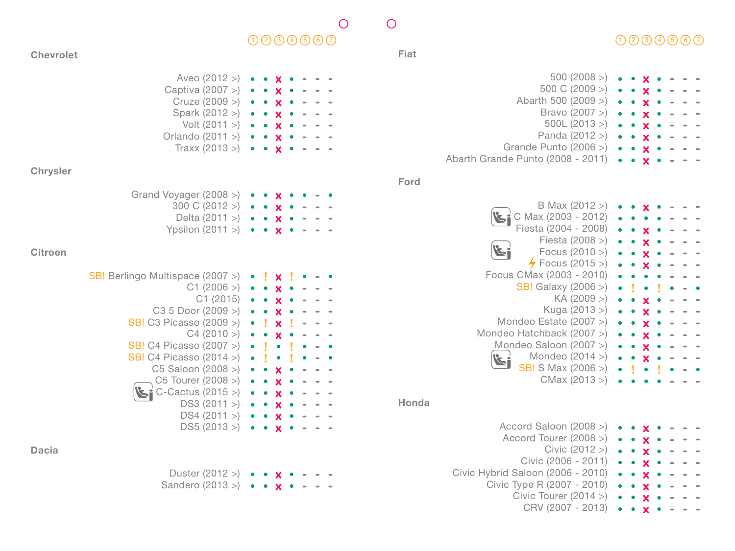## Chevrolet

| Model | 1 | 2 | 3 | 4 | 5 | 6 | 7 |
|---|---|---|---|---|---|---|---|
| Aveo (2012 >) | • | • | x | • | - | - | - |
| Captiva (2007 >) | • | • | x | • | - | - | - |
| Cruze (2009 >) | • | • | x | • | - | - | - |
| Spark (2012 >) | • | • | x | • | - | - | - |
| Volt (2011 >) | • | • | x | • | - | - | - |
| Orlando (2011 >) | • | • | x | • | - | - | - |
| Traxx (2013 >) | • | • | x | • | - | - | - |

## Chrysler

| Model | 1 | 2 | 3 | 4 | 5 | 6 | 7 |
|---|---|---|---|---|---|---|---|
| Grand Voyager (2008 >) | • | • | x | • | • | - | • |
| 300 C (2012 >) | • | • | x | • | - | - | - |
| Delta (2011 >) | • | • | x | • | - | - | - |
| Ypsilon (2011 >) | • | • | x | • | - | - | - |

## Citroen

| Model | 1 | 2 | 3 | 4 | 5 | 6 | 7 |
|---|---|---|---|---|---|---|---|
| SB! Berlingo Multispace (2007 >) | • | ! | x | ! | • | - | • |
| C1 (2006 >) | • | • | x | • | - | - | - |
| C1 (2015) | • | • | x | • | - | - | - |
| C3 5 Door (2009 >) | • | • | x | • | - | - | - |
| SB! C3 Picasso (2009 >) | • | ! | x | ! | - | - | - |
| C4 (2010 >) | • | • | x | • | - | - | - |
| SB! C4 Picasso (2007 >) | • | ! | • | ! | • | - | • |
| SB! C4 Picasso (2014 >) | • | ! | • | ! | • | - | • |
| C5 Saloon (2008 >) | • | • | x | • | - | - | - |
| C5 Tourer (2008 >) | • | • | x | • | - | - | - |
| C-Cactus (2015 >) | • | • | x | • | - | - | - |
| DS3 (2011 >) | • | • | x | • | - | - | - |
| DS4 (2011 >) | • | • | x | • | - | - | - |
| DS5 (2013 >) | • | • | x | • | - | - | - |

## Dacia

| Model | 1 | 2 | 3 | 4 | 5 | 6 | 7 |
|---|---|---|---|---|---|---|---|
| Duster (2012 >) | • | • | x | • | - | - | - |
| Sandero (2013 >) | • | • | x | • | - | - | - |

## Fiat

| Model | 1 | 2 | 3 | 4 | 5 | 6 | 7 |
|---|---|---|---|---|---|---|---|
| 500 (2008 >) | • | • | x | • | - | - | - |
| 500 C (2009 >) | • | • | x | • | - | - | - |
| Abarth 500 (2009 >) | • | • | x | • | - | - | - |
| Bravo (2007 >) | • | • | x | • | - | - | - |
| 500L (2013 >) | • | • | x | • | - | - | - |
| Panda (2012 >) | • | • | x | • | - | - | - |
| Grande Punto (2006 >) | • | • | x | • | - | - | - |
| Abarth Grande Punto (2008 - 2011) | • | • | x | • | - | - | - |

## Ford

| Model | 1 | 2 | 3 | 4 | 5 | 6 | 7 |
|---|---|---|---|---|---|---|---|
| B Max (2012 >) | • | • | x | • | - | - | - |
| C Max (2003 - 2012) | • | • | • | • | - | - | - |
| Fiesta (2004 - 2008) | • | • | x | • | - | - | - |
| Fiesta (2008 >) | • | • | x | • | - | - | - |
| Focus (2010 >) | • | • | x | • | - | - | - |
| Focus (2015 >) | • | • | x | • | - | - | - |
| Focus CMax (2003 - 2010) | • | • | • | • | - | - | - |
| SB! Galaxy (2006 >) | • | ! | • | ! | • | - | • |
| KA (2009 >) | • | • | x | • | - | - | - |
| Kuga (2013 >) | • | • | x | • | - | - | - |
| Mondeo Estate (2007 >) | • | • | x | • | - | - | - |
| Mondeo Hatchback (2007 >) | • | • | x | • | - | - | - |
| Mondeo Saloon (2007 >) | • | • | x | • | - | - | - |
| Mondeo (2014 >) | • | • | x | • | - | - | - |
| SB! S Max (2006 >) | • | ! | • | ! | • | - | • |
| CMax (2013 >) | • | • | • | • | - | - | - |

## Honda

| Model | 1 | 2 | 3 | 4 | 5 | 6 | 7 |
|---|---|---|---|---|---|---|---|
| Accord Saloon (2008 >) | • | • | x | • | - | - | - |
| Accord Tourer (2008 >) | • | • | x | • | - | - | - |
| Civic (2012 >) | • | • | x | • | - | - | - |
| Civic (2006 - 2011) | • | • | x | • | - | - | - |
| Civic Hybrid Saloon (2006 - 2010) | • | • | x | • | - | - | - |
| Civic Type R (2007 - 2010) | • | • | x | • | - | - | - |
| Civic Tourer (2014 >) | • | • | x | • | - | - | - |
| CRV (2007 - 2013) | • | • | x | • | - | - | - |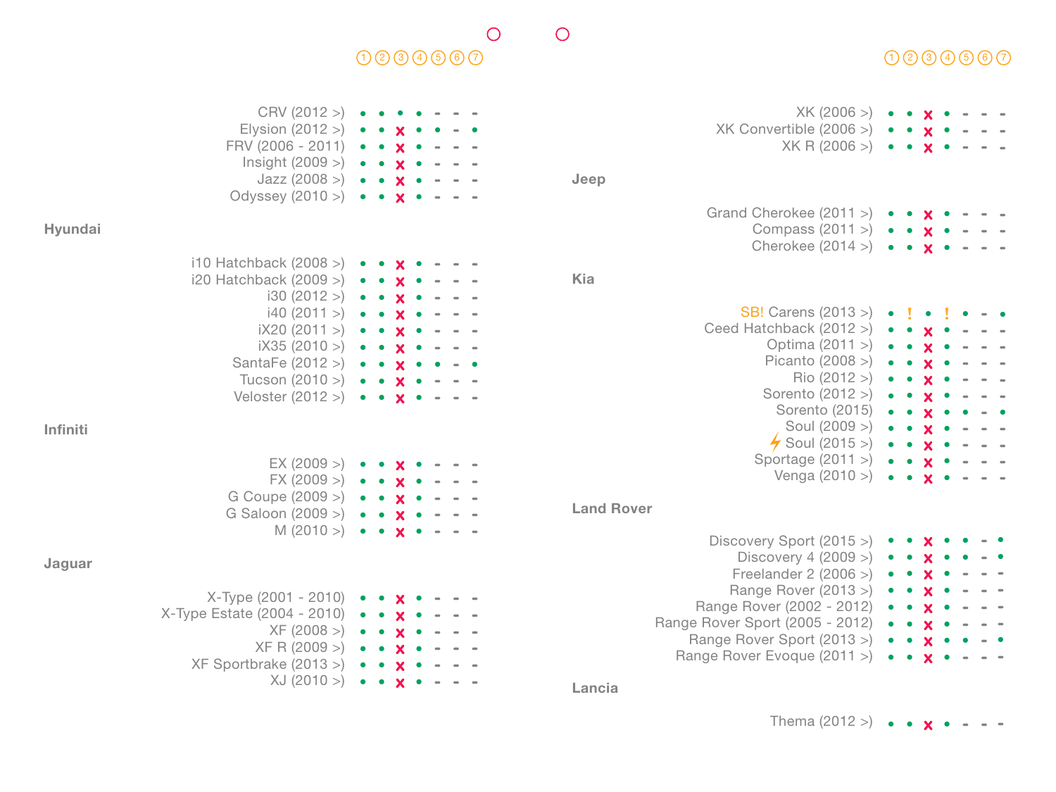| Model | 1 | 2 | 3 | 4 | 5 | 6 | 7 |
|---|---|---|---|---|---|---|---|
| CRV (2012 >) | • | • | • | • | - | - | - |
| Elysion (2012 >) | • | • | x | • | • | - | • |
| FRV (2006 - 2011) | • | • | x | • | - | - | - |
| Insight (2009 >) | • | • | x | • | - | - | - |
| Jazz (2008 >) | • | • | x | • | - | - | - |
| Odyssey (2010 >) | • | • | x | • | - | - | - |

**Hyundai**

| Model | 1 | 2 | 3 | 4 | 5 | 6 | 7 |
|---|---|---|---|---|---|---|---|
| i10 Hatchback (2008 >) | • | • | x | • | - | - | - |
| i20 Hatchback (2009 >) | • | • | x | • | - | - | - |
| i30 (2012 >) | • | • | x | • | - | - | - |
| i40 (2011 >) | • | • | x | • | - | - | - |
| iX20 (2011 >) | • | • | x | • | - | - | - |
| iX35 (2010 >) | • | • | x | • | - | - | - |
| SantaFe (2012 >) | • | • | x | • | • | - | • |
| Tucson (2010 >) | • | • | x | • | - | - | - |
| Veloster (2012 >) | • | • | x | • | - | - | - |

**Infiniti**

| Model | 1 | 2 | 3 | 4 | 5 | 6 | 7 |
|---|---|---|---|---|---|---|---|
| EX (2009 >) | • | • | x | • | - | - | - |
| FX (2009 >) | • | • | x | • | - | - | - |
| G Coupe (2009 >) | • | • | x | • | - | - | - |
| G Saloon (2009 >) | • | • | x | • | - | - | - |
| M (2010 >) | • | • | x | • | - | - | - |

**Jaguar**

| Model | 1 | 2 | 3 | 4 | 5 | 6 | 7 |
|---|---|---|---|---|---|---|---|
| X-Type (2001 - 2010) | • | • | x | • | - | - | - |
| X-Type Estate (2004 - 2010) | • | • | x | • | - | - | - |
| XF (2008 >) | • | • | x | • | - | - | - |
| XF R (2009 >) | • | • | x | • | - | - | - |
| XF Sportbrake (2013 >) | • | • | x | • | - | - | - |
| XJ (2010 >) | • | • | x | • | - | - | - |
| XK (2006 >) | • | • | x | • | - | - | - |
| XK Convertible (2006 >) | • | • | x | • | - | - | - |
| XK R (2006 >) | • | • | x | • | - | - | - |

**Jeep**

| Model | 1 | 2 | 3 | 4 | 5 | 6 | 7 |
|---|---|---|---|---|---|---|---|
| Grand Cherokee (2011 >) | • | • | x | • | - | - | - |
| Compass (2011 >) | • | • | x | • | - | - | - |
| Cherokee (2014 >) | • | • | x | • | - | - | - |

**Kia**

| Model | 1 | 2 | 3 | 4 | 5 | 6 | 7 |
|---|---|---|---|---|---|---|---|
| SB! Carens (2013 >) | • | ! | • | ! | • | - | • |
| Ceed Hatchback (2012 >) | • | • | x | • | - | - | - |
| Optima (2011 >) | • | • | x | • | - | - | - |
| Picanto (2008 >) | • | • | x | • | - | - | - |
| Rio (2012 >) | • | • | x | • | - | - | - |
| Sorento (2012 >) | • | • | x | • | - | - | - |
| Sorento (2015) | • | • | x | • | • | - | • |
| Soul (2009 >) | • | • | x | • | - | - | - |
| ⚡ Soul (2015 >) | • | • | x | • | - | - | - |
| Sportage (2011 >) | • | • | x | • | - | - | - |
| Venga (2010 >) | • | • | x | • | - | - | - |

**Land Rover**

| Model | 1 | 2 | 3 | 4 | 5 | 6 | 7 |
|---|---|---|---|---|---|---|---|
| Discovery Sport (2015 >) | • | • | x | • | • | - | • |
| Discovery 4 (2009 >) | • | • | x | • | • | - | • |
| Freelander 2 (2006 >) | • | • | x | • | - | - | - |
| Range Rover (2013 >) | • | • | x | • | - | - | - |
| Range Rover (2002 - 2012) | • | • | x | • | - | - | - |
| Range Rover Sport (2005 - 2012) | • | • | x | • | - | - | - |
| Range Rover Sport (2013 >) | • | • | x | • | • | - | • |
| Range Rover Evoque (2011 >) | • | • | x | • | - | - | - |

**Lancia**

| Model | 1 | 2 | 3 | 4 | 5 | 6 | 7 |
|---|---|---|---|---|---|---|---|
| Thema (2012 >) | • | • | x | • | - | - | - |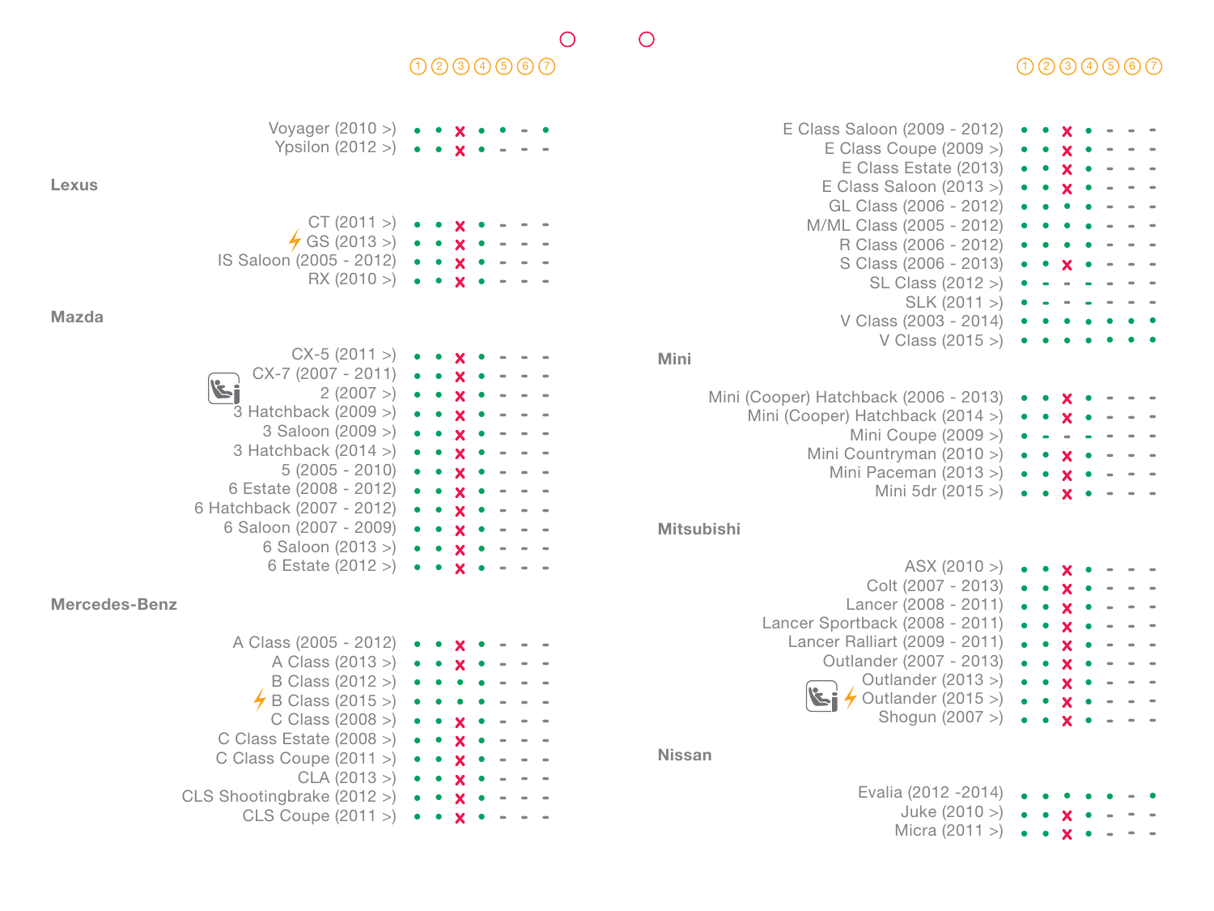| | 1 | 2 | 3 | 4 | 5 | 6 | 7 |
|---|---|---|---|---|---|---|---|
| Voyager (2010 >) | • | • | x | • | • | - | • |
| Ypsilon (2012 >) | • | • | x | • | - | - | - |
| **Lexus** | | | | | | | |
| CT (2011 >) | • | • | x | • | - | - | - |
| GS (2013 >) | • | • | x | • | - | - | - |
| IS Saloon (2005 - 2012) | • | • | x | • | - | - | - |
| RX (2010 >) | • | • | x | • | - | - | - |
| **Mazda** | | | | | | | |
| CX-5 (2011 >) | • | • | x | • | - | - | - |
| CX-7 (2007 - 2011) | • | • | x | • | - | - | - |
| 2 (2007 >) | • | • | x | • | - | - | - |
| 3 Hatchback (2009 >) | • | • | x | • | - | - | - |
| 3 Saloon (2009 >) | • | • | x | • | - | - | - |
| 3 Hatchback (2014 >) | • | • | x | • | - | - | - |
| 5 (2005 - 2010) | • | • | x | • | - | - | - |
| 6 Estate (2008 - 2012) | • | • | x | • | - | - | - |
| 6 Hatchback (2007 - 2012) | • | • | x | • | - | - | - |
| 6 Saloon (2007 - 2009) | • | • | x | • | - | - | - |
| 6 Saloon (2013 >) | • | • | x | • | - | - | - |
| 6 Estate (2012 >) | • | • | x | • | - | - | - |
| **Mercedes-Benz** | | | | | | | |
| A Class (2005 - 2012) | • | • | x | • | - | - | - |
| A Class (2013 >) | • | • | x | • | - | - | - |
| B Class (2012 >) | • | • | • | • | - | - | - |
| B Class (2015 >) | • | • | • | • | - | - | - |
| C Class (2008 >) | • | • | x | • | - | - | - |
| C Class Estate (2008 >) | • | • | x | • | - | - | - |
| C Class Coupe (2011 >) | • | • | x | • | - | - | - |
| CLA (2013 >) | • | • | x | • | - | - | - |
| CLS Shootingbrake (2012 >) | • | • | x | • | - | - | - |
| CLS Coupe (2011 >) | • | • | x | • | - | - | - |
| E Class Saloon (2009 - 2012) | • | • | x | • | - | - | - |
| E Class Coupe (2009 >) | • | • | x | • | - | - | - |
| E Class Estate (2013) | • | • | x | • | - | - | - |
| E Class Saloon (2013 >) | • | • | x | • | - | - | - |
| GL Class (2006 - 2012) | • | • | • | • | - | - | - |
| M/ML Class (2005 - 2012) | • | • | • | • | - | - | - |
| R Class (2006 - 2012) | • | • | • | • | - | - | - |
| S Class (2006 - 2013) | • | • | x | • | - | - | - |
| SL Class (2012 >) | • | - | - | - | - | - | - |
| SLK (2011 >) | • | - | - | - | - | - | - |
| V Class (2003 - 2014) | • | • | • | • | • | • | • |
| V Class (2015 >) | • | • | • | • | • | • | • |
| **Mini** | | | | | | | |
| Mini (Cooper) Hatchback (2006 - 2013) | • | • | x | • | - | - | - |
| Mini (Cooper) Hatchback (2014 >) | • | • | x | • | - | - | - |
| Mini Coupe (2009 >) | • | - | - | - | - | - | - |
| Mini Countryman (2010 >) | • | • | x | • | - | - | - |
| Mini Paceman (2013 >) | • | • | x | • | - | - | - |
| Mini 5dr (2015 >) | • | • | x | • | - | - | - |
| **Mitsubishi** | | | | | | | |
| ASX (2010 >) | • | • | x | • | - | - | - |
| Colt (2007 - 2013) | • | • | x | • | - | - | - |
| Lancer (2008 - 2011) | • | • | x | • | - | - | - |
| Lancer Sportback (2008 - 2011) | • | • | x | • | - | - | - |
| Lancer Ralliart (2009 - 2011) | • | • | x | • | - | - | - |
| Outlander (2007 - 2013) | • | • | x | • | - | - | - |
| Outlander (2013 >) | • | • | x | • | - | - | - |
| Outlander (2015 >) | • | • | x | • | - | - | - |
| Shogun (2007 >) | • | • | x | • | - | - | - |
| **Nissan** | | | | | | | |
| Evalia (2012 -2014) | • | • | • | • | • | - | • |
| Juke (2010 >) | • | • | x | • | - | - | - |
| Micra (2011 >) | • | • | x | • | - | - | - |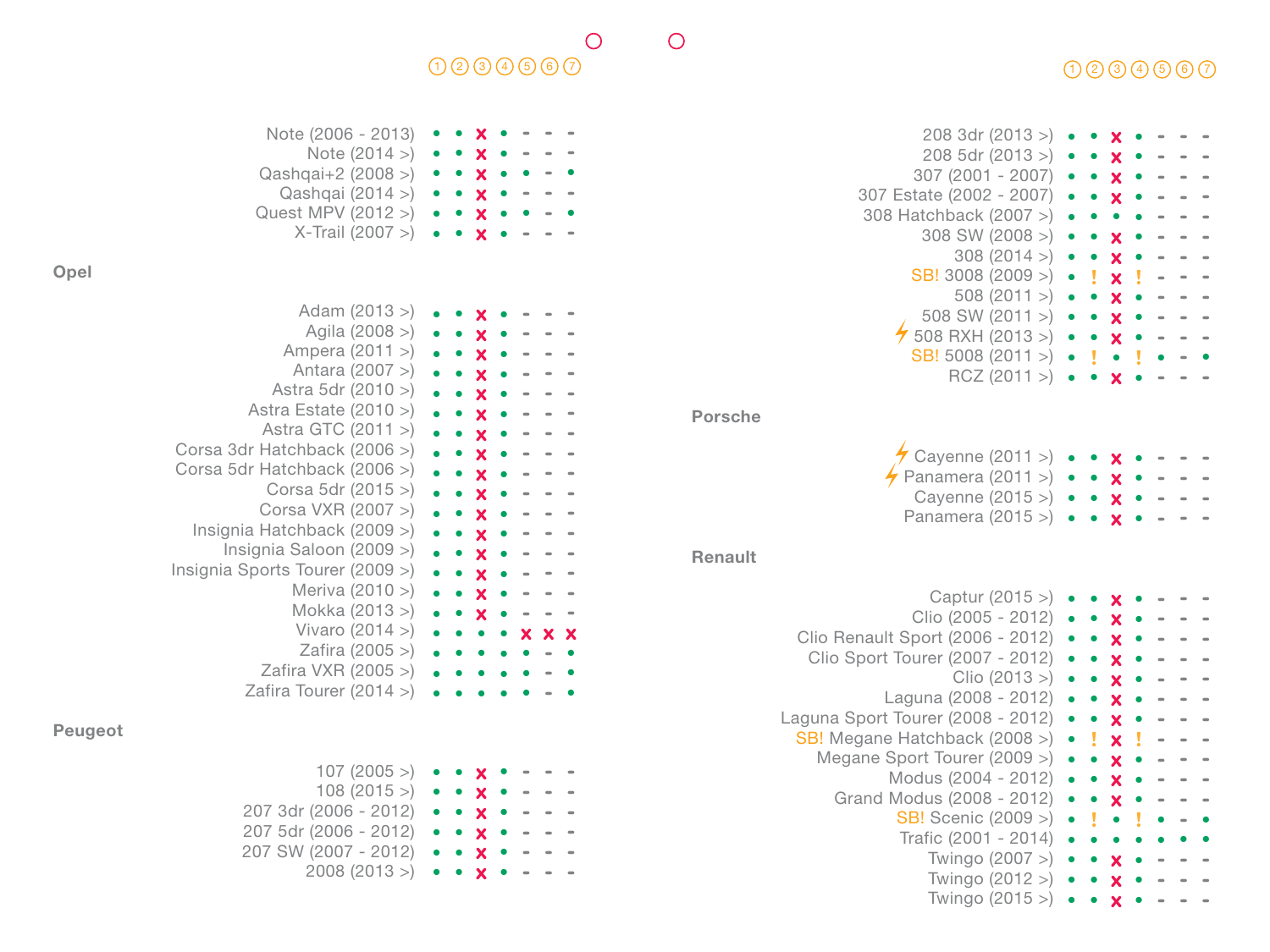| | ① | ② | ③ | ④ | ⑤ | ⑥ | ⑦ |
|---|---|---|---|---|---|---|---|
| Note (2006 - 2013) | • | • | x | • | - | - | - |
| Note (2014 >) | • | • | x | • | - | - | - |
| Qashqai+2 (2008 >) | • | • | x | • | • | - | • |
| Qashqai (2014 >) | • | • | x | • | - | - | - |
| Quest MPV (2012 >) | • | • | x | • | • | - | • |
| X-Trail (2007 >) | • | • | x | • | - | - | - |

**Opel**

| | ① | ② | ③ | ④ | ⑤ | ⑥ | ⑦ |
|---|---|---|---|---|---|---|---|
| Adam (2013 >) | • | • | x | • | - | - | - |
| Agila (2008 >) | • | • | x | • | - | - | - |
| Ampera (2011 >) | • | • | x | • | - | - | - |
| Antara (2007 >) | • | • | x | • | - | - | - |
| Astra 5dr (2010 >) | • | • | x | • | - | - | - |
| Astra Estate (2010 >) | • | • | x | • | - | - | - |
| Astra GTC (2011 >) | • | • | x | • | - | - | - |
| Corsa 3dr Hatchback (2006 >) | • | • | x | • | - | - | - |
| Corsa 5dr Hatchback (2006 >) | • | • | x | • | - | - | - |
| Corsa 5dr (2015 >) | • | • | x | • | - | - | - |
| Corsa VXR (2007 >) | • | • | x | • | - | - | - |
| Insignia Hatchback (2009 >) | • | • | x | • | - | - | - |
| Insignia Saloon (2009 >) | • | • | x | • | - | - | - |
| Insignia Sports Tourer (2009 >) | • | • | x | • | - | - | - |
| Meriva (2010 >) | • | • | x | • | - | - | - |
| Mokka (2013 >) | • | • | x | • | - | - | - |
| Vivaro (2014 >) | • | • | • | • | x | x | x |
| Zafira (2005 >) | • | • | • | • | • | - | • |
| Zafira VXR (2005 >) | • | • | • | • | • | - | • |
| Zafira Tourer (2014 >) | • | • | • | • | • | - | • |

**Peugeot**

| | ① | ② | ③ | ④ | ⑤ | ⑥ | ⑦ |
|---|---|---|---|---|---|---|---|
| 107 (2005 >) | • | • | x | • | - | - | - |
| 108 (2015 >) | • | • | x | • | - | - | - |
| 207 3dr (2006 - 2012) | • | • | x | • | - | - | - |
| 207 5dr (2006 - 2012) | • | • | x | • | - | - | - |
| 207 SW (2007 - 2012) | • | • | x | • | - | - | - |
| 2008 (2013 >) | • | • | x | • | - | - | - |
| 208 3dr (2013 >) | • | • | x | • | - | - | - |
| 208 5dr (2013 >) | • | • | x | • | - | - | - |
| 307 (2001 - 2007) | • | • | x | • | - | - | - |
| 307 Estate (2002 - 2007) | • | • | x | • | - | - | - |
| 308 Hatchback (2007 >) | • | • | • | • | - | - | - |
| 308 SW (2008 >) | • | • | x | • | - | - | - |
| 308 (2014 >) | • | • | x | • | - | - | - |
| SB! 3008 (2009 >) | • | ! | x | ! | - | - | - |
| 508 (2011 >) | • | • | x | • | - | - | - |
| 508 SW (2011 >) | • | • | x | • | - | - | - |
| ⚡ 508 RXH (2013 >) | • | • | x | • | - | - | - |
| SB! 5008 (2011 >) | • | ! | • | ! | • | - | • |
| RCZ (2011 >) | • | • | x | • | - | - | - |

**Porsche**

| | ① | ② | ③ | ④ | ⑤ | ⑥ | ⑦ |
|---|---|---|---|---|---|---|---|
| ⚡ Cayenne (2011 >) | • | • | x | • | - | - | - |
| ⚡ Panamera (2011 >) | • | • | x | • | - | - | - |
| Cayenne (2015 >) | • | • | x | • | - | - | - |
| Panamera (2015 >) | • | • | x | • | - | - | - |

**Renault**

| | ① | ② | ③ | ④ | ⑤ | ⑥ | ⑦ |
|---|---|---|---|---|---|---|---|
| Captur (2015 >) | • | • | x | • | - | - | - |
| Clio (2005 - 2012) | • | • | x | • | - | - | - |
| Clio Renault Sport (2006 - 2012) | • | • | x | • | - | - | - |
| Clio Sport Tourer (2007 - 2012) | • | • | x | • | - | - | - |
| Clio (2013 >) | • | • | x | • | - | - | - |
| Laguna (2008 - 2012) | • | • | x | • | - | - | - |
| Laguna Sport Tourer (2008 - 2012) | • | • | x | • | - | - | - |
| SB! Megane Hatchback (2008 >) | • | ! | x | ! | - | - | - |
| Megane Sport Tourer (2009 >) | • | • | x | • | - | - | - |
| Modus (2004 - 2012) | • | • | x | • | - | - | - |
| Grand Modus (2008 - 2012) | • | • | x | • | - | - | - |
| SB! Scenic (2009 >) | • | ! | • | ! | • | - | • |
| Trafic (2001 - 2014) | • | • | • | • | • | • | • |
| Twingo (2007 >) | • | • | x | • | - | - | - |
| Twingo (2012 >) | • | • | x | • | - | - | - |
| Twingo (2015 >) | • | • | x | • | - | - | - |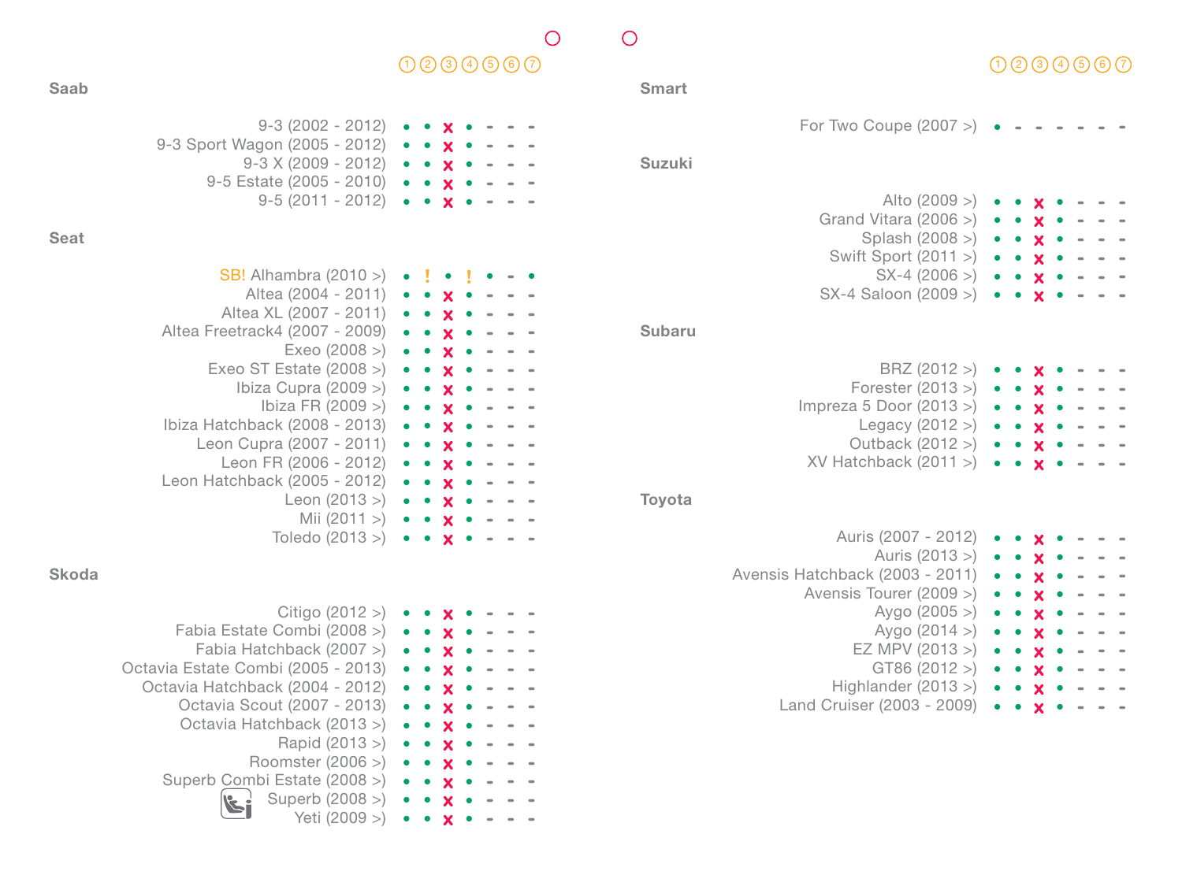## Saab

| Model | 1 | 2 | 3 | 4 | 5 | 6 | 7 |
|---|---|---|---|---|---|---|---|
| 9-3 (2002 - 2012) | • | • | x | • | - | - | - |
| 9-3 Sport Wagon (2005 - 2012) | • | • | x | • | - | - | - |
| 9-3 X (2009 - 2012) | • | • | x | • | - | - | - |
| 9-5 Estate (2005 - 2010) | • | • | x | • | - | - | - |
| 9-5 (2011 - 2012) | • | • | x | • | - | - | - |

## Seat

| Model | 1 | 2 | 3 | 4 | 5 | 6 | 7 |
|---|---|---|---|---|---|---|---|
| SB! Alhambra (2010 >) | • | ! | • | ! | • | - | • |
| Altea (2004 - 2011) | • | • | x | • | - | - | - |
| Altea XL (2007 - 2011) | • | • | x | • | - | - | - |
| Altea Freetrack4 (2007 - 2009) | • | • | x | • | - | - | - |
| Exeo (2008 >) | • | • | x | • | - | - | - |
| Exeo ST Estate (2008 >) | • | • | x | • | - | - | - |
| Ibiza Cupra (2009 >) | • | • | x | • | - | - | - |
| Ibiza FR (2009 >) | • | • | x | • | - | - | - |
| Ibiza Hatchback (2008 - 2013) | • | • | x | • | - | - | - |
| Leon Cupra (2007 - 2011) | • | • | x | • | - | - | - |
| Leon FR (2006 - 2012) | • | • | x | • | - | - | - |
| Leon Hatchback (2005 - 2012) | • | • | x | • | - | - | - |
| Leon (2013 >) | • | • | x | • | - | - | - |
| Mii (2011 >) | • | • | x | • | - | - | - |
| Toledo (2013 >) | • | • | x | • | - | - | - |

## Skoda

| Model | 1 | 2 | 3 | 4 | 5 | 6 | 7 |
|---|---|---|---|---|---|---|---|
| Citigo (2012 >) | • | • | x | • | - | - | - |
| Fabia Estate Combi (2008 >) | • | • | x | • | - | - | - |
| Fabia Hatchback (2007 >) | • | • | x | • | - | - | - |
| Octavia Estate Combi (2005 - 2013) | • | • | x | • | - | - | - |
| Octavia Hatchback (2004 - 2012) | • | • | x | • | - | - | - |
| Octavia Scout (2007 - 2013) | • | • | x | • | - | - | - |
| Octavia Hatchback (2013 >) | • | • | x | • | - | - | - |
| Rapid (2013 >) | • | • | x | • | - | - | - |
| Roomster (2006 >) | • | • | x | • | - | - | - |
| Superb Combi Estate (2008 >) | • | • | x | • | - | - | - |
| Superb (2008 >) | • | • | x | • | - | - | - |
| Yeti (2009 >) | • | • | x | • | - | - | - |

## Smart

| Model | 1 | 2 | 3 | 4 | 5 | 6 | 7 |
|---|---|---|---|---|---|---|---|
| For Two Coupe (2007 >) | • | - | - | - | - | - | - |

## Suzuki

| Model | 1 | 2 | 3 | 4 | 5 | 6 | 7 |
|---|---|---|---|---|---|---|---|
| Alto (2009 >) | • | • | x | • | - | - | - |
| Grand Vitara (2006 >) | • | • | x | • | - | - | - |
| Splash (2008 >) | • | • | x | • | - | - | - |
| Swift Sport (2011 >) | • | • | x | • | - | - | - |
| SX-4 (2006 >) | • | • | x | • | - | - | - |
| SX-4 Saloon (2009 >) | • | • | x | • | - | - | - |

## Subaru

| Model | 1 | 2 | 3 | 4 | 5 | 6 | 7 |
|---|---|---|---|---|---|---|---|
| BRZ (2012 >) | • | • | x | • | - | - | - |
| Forester (2013 >) | • | • | x | • | - | - | - |
| Impreza 5 Door (2013 >) | • | • | x | • | - | - | - |
| Legacy (2012 >) | • | • | x | • | - | - | - |
| Outback (2012 >) | • | • | x | • | - | - | - |
| XV Hatchback (2011 >) | • | • | x | • | - | - | - |

## Toyota

| Model | 1 | 2 | 3 | 4 | 5 | 6 | 7 |
|---|---|---|---|---|---|---|---|
| Auris (2007 - 2012) | • | • | x | • | - | - | - |
| Auris (2013 >) | • | • | x | • | - | - | - |
| Avensis Hatchback (2003 - 2011) | • | • | x | • | - | - | - |
| Avensis Tourer (2009 >) | • | • | x | • | - | - | - |
| Aygo (2005 >) | • | • | x | • | - | - | - |
| Aygo (2014 >) | • | • | x | • | - | - | - |
| EZ MPV (2013 >) | • | • | x | • | - | - | - |
| GT86 (2012 >) | • | • | x | • | - | - | - |
| Highlander (2013 >) | • | • | x | • | - | - | - |
| Land Cruiser (2003 - 2009) | • | • | x | • | - | - | - |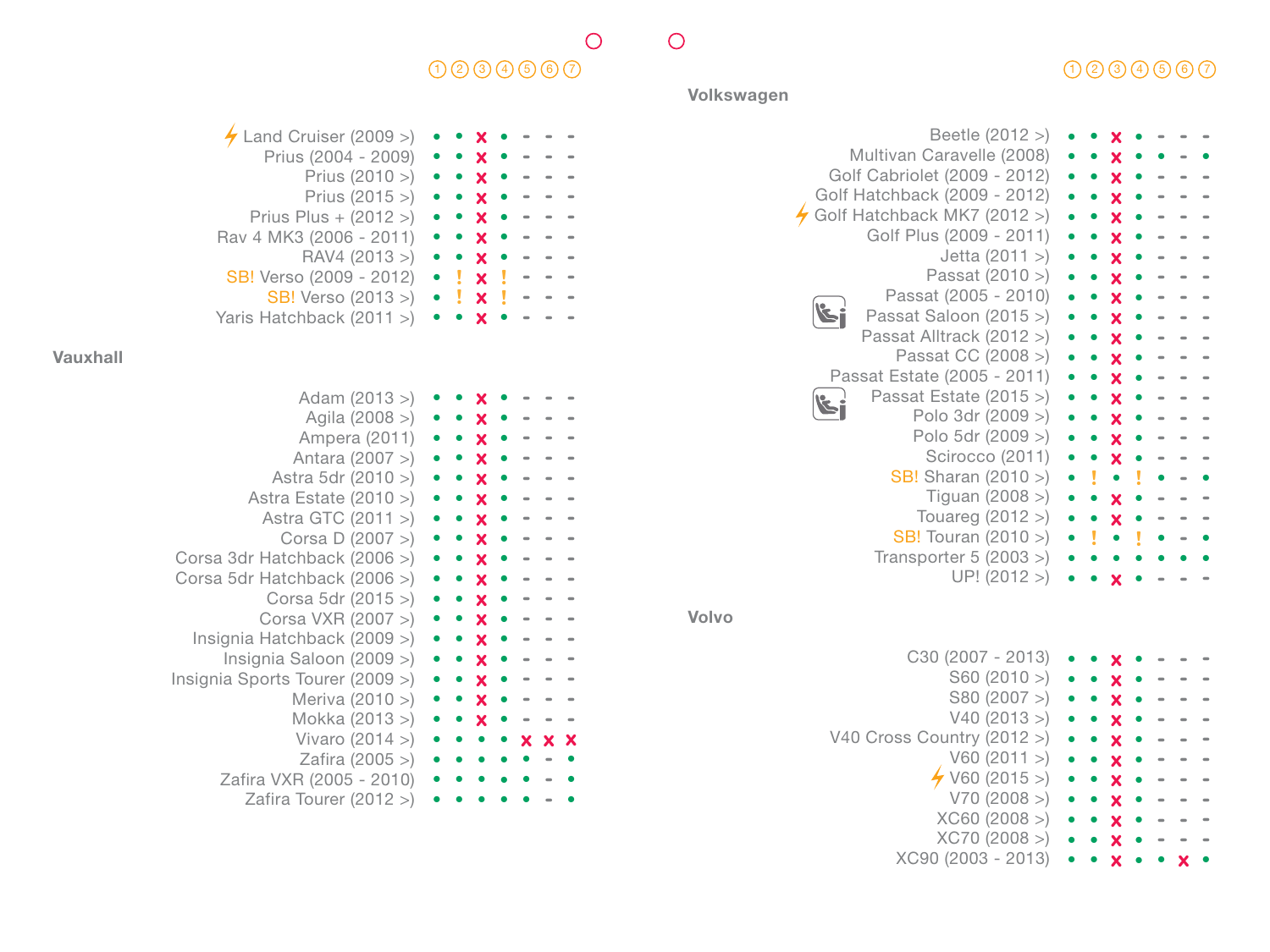| Toyota (continued) | 1 | 2 | 3 | 4 | 5 | 6 | 7 |
|---|---|---|---|---|---|---|---|
| ⚡ Land Cruiser (2009 >) | • | • | x | • | - | - | - |
| Prius (2004 - 2009) | • | • | x | • | - | - | - |
| Prius (2010 >) | • | • | x | • | - | - | - |
| Prius (2015 >) | • | • | x | • | - | - | - |
| Prius Plus + (2012 >) | • | • | x | • | - | - | - |
| Rav 4 MK3 (2006 - 2011) | • | • | x | • | - | - | - |
| RAV4 (2013 >) | • | • | x | • | - | - | - |
| SB! Verso (2009 - 2012) | • | ! | x | ! | - | - | - |
| SB! Verso (2013 >) | • | ! | x | ! | - | - | - |
| Yaris Hatchback (2011 >) | • | • | x | • | - | - | - |

## Vauxhall

| Model | 1 | 2 | 3 | 4 | 5 | 6 | 7 |
|---|---|---|---|---|---|---|---|
| Adam (2013 >) | • | • | x | • | - | - | - |
| Agila (2008 >) | • | • | x | • | - | - | - |
| Ampera (2011) | • | • | x | • | - | - | - |
| Antara (2007 >) | • | • | x | • | - | - | - |
| Astra 5dr (2010 >) | • | • | x | • | - | - | - |
| Astra Estate (2010 >) | • | • | x | • | - | - | - |
| Astra GTC (2011 >) | • | • | x | • | - | - | - |
| Corsa D (2007 >) | • | • | x | • | - | - | - |
| Corsa 3dr Hatchback (2006 >) | • | • | x | • | - | - | - |
| Corsa 5dr Hatchback (2006 >) | • | • | x | • | - | - | - |
| Corsa 5dr (2015 >) | • | • | x | • | - | - | - |
| Corsa VXR (2007 >) | • | • | x | • | - | - | - |
| Insignia Hatchback (2009 >) | • | • | x | • | - | - | - |
| Insignia Saloon (2009 >) | • | • | x | • | - | - | - |
| Insignia Sports Tourer (2009 >) | • | • | x | • | - | - | - |
| Meriva (2010 >) | • | • | x | • | - | - | - |
| Mokka (2013 >) | • | • | x | • | - | - | - |
| Vivaro (2014 >) | • | • | • | • | x | x | x |
| Zafira (2005 >) | • | • | • | • | • | - | • |
| Zafira VXR (2005 - 2010) | • | • | • | • | • | - | • |
| Zafira Tourer (2012 >) | • | • | • | • | • | - | • |

## Volkswagen

| Model | 1 | 2 | 3 | 4 | 5 | 6 | 7 |
|---|---|---|---|---|---|---|---|
| Beetle (2012 >) | • | • | x | • | - | - | - |
| Multivan Caravelle (2008) | • | • | x | • | • | - | • |
| Golf Cabriolet (2009 - 2012) | • | • | x | • | - | - | - |
| Golf Hatchback (2009 - 2012) | • | • | x | • | - | - | - |
| ⚡ Golf Hatchback MK7 (2012 >) | • | • | x | • | - | - | - |
| Golf Plus (2009 - 2011) | • | • | x | • | - | - | - |
| Jetta (2011 >) | • | • | x | • | - | - | - |
| Passat (2010 >) | • | • | x | • | - | - | - |
| Passat (2005 - 2010) | • | • | x | • | - | - | - |
| Passat Saloon (2015 >) | • | • | x | • | - | - | - |
| Passat Alltrack (2012 >) | • | • | x | • | - | - | - |
| Passat CC (2008 >) | • | • | x | • | - | - | - |
| Passat Estate (2005 - 2011) | • | • | x | • | - | - | - |
| Passat Estate (2015 >) | • | • | x | • | - | - | - |
| Polo 3dr (2009 >) | • | • | x | • | - | - | - |
| Polo 5dr (2009 >) | • | • | x | • | - | - | - |
| Scirocco (2011) | • | • | x | • | - | - | - |
| SB! Sharan (2010 >) | • | ! | • | ! | • | - | • |
| Tiguan (2008 >) | • | • | x | • | - | - | - |
| Touareg (2012 >) | • | • | x | • | - | - | - |
| SB! Touran (2010 >) | • | ! | • | ! | • | - | • |
| Transporter 5 (2003 >) | • | • | • | • | • | • | • |
| UP! (2012 >) | • | • | x | • | - | - | - |

## Volvo

| Model | 1 | 2 | 3 | 4 | 5 | 6 | 7 |
|---|---|---|---|---|---|---|---|
| C30 (2007 - 2013) | • | • | x | • | - | - | - |
| S60 (2010 >) | • | • | x | • | - | - | - |
| S80 (2007 >) | • | • | x | • | - | - | - |
| V40 (2013 >) | • | • | x | • | - | - | - |
| V40 Cross Country (2012 >) | • | • | x | • | - | - | - |
| V60 (2011 >) | • | • | x | • | - | - | - |
| ⚡ V60 (2015 >) | • | • | x | • | - | - | - |
| V70 (2008 >) | • | • | x | • | - | - | - |
| XC60 (2008 >) | • | • | x | • | - | - | - |
| XC70 (2008 >) | • | • | x | • | - | - | - |
| XC90 (2003 - 2013) | • | • | x | • | • | x | • |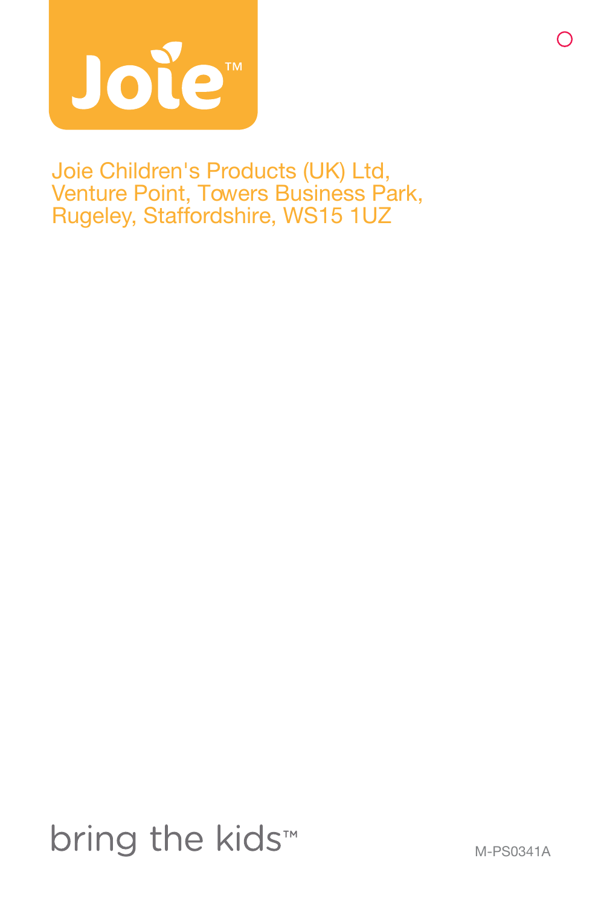Joie™

Joie Children's Products (UK) Ltd,
Venture Point, Towers Business Park,
Rugeley, Staffordshire, WS15 1UZ

bring the kids™

M-PS0341A